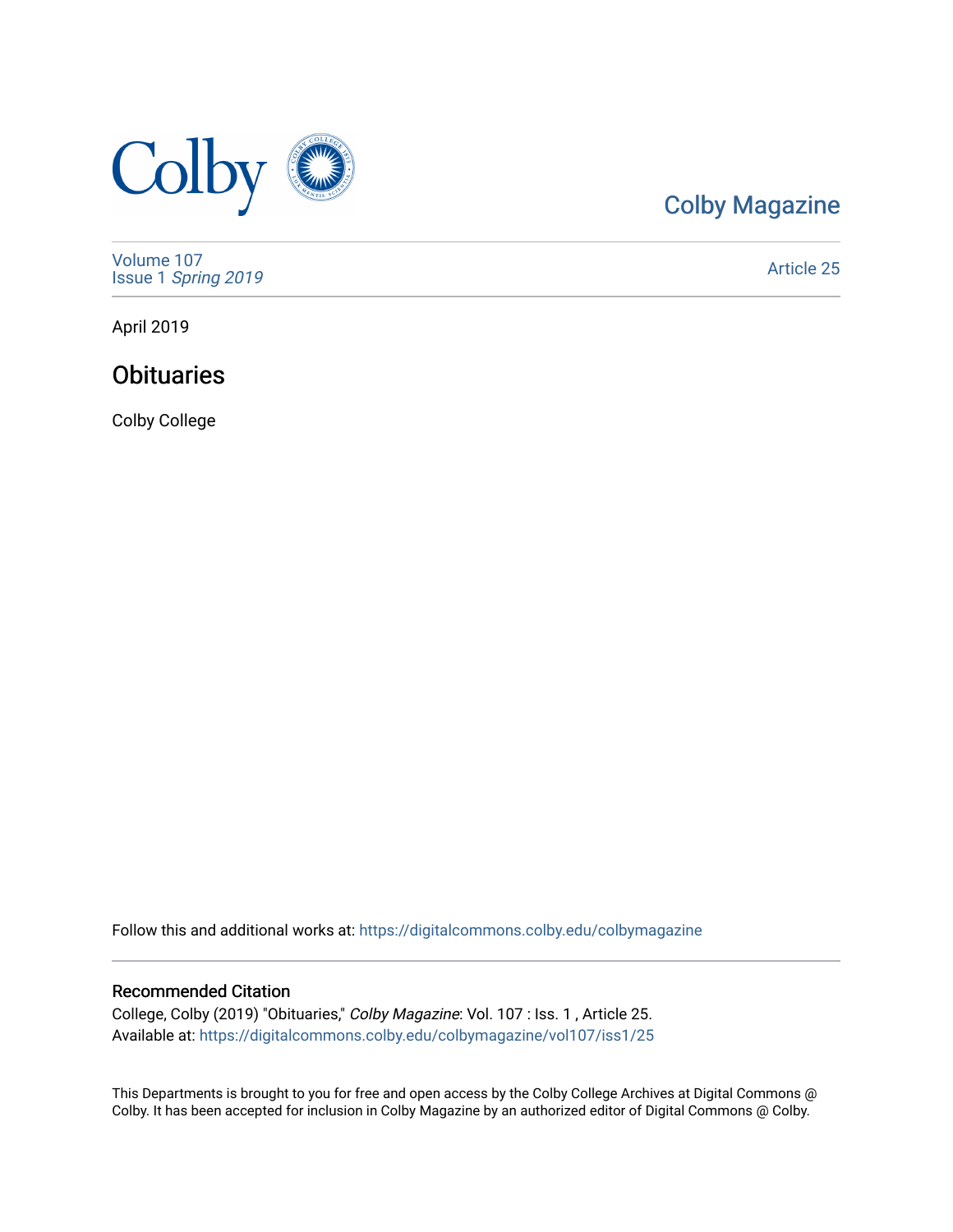Colby Magazine

Volume 107
Issue 1 *Spring 2019*

Article 25

April 2019

# Obituaries

Colby College

Follow this and additional works at: https://digitalcommons.colby.edu/colbymagazine

## Recommended Citation

College, Colby (2019) "Obituaries," *Colby Magazine*: Vol. 107 : Iss. 1 , Article 25.
Available at: https://digitalcommons.colby.edu/colbymagazine/vol107/iss1/25

This Departments is brought to you for free and open access by the Colby College Archives at Digital Commons @ Colby. It has been accepted for inclusion in Colby Magazine by an authorized editor of Digital Commons @ Colby.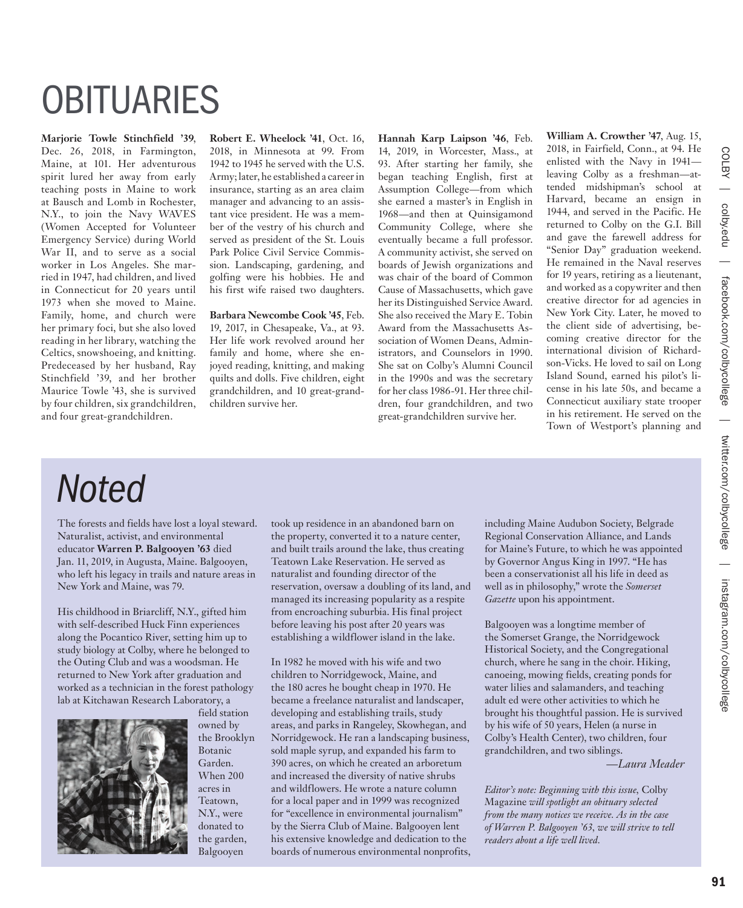# OBITUARIES

**Marjorie Towle Stinchfield '39**, Dec. 26, 2018, in Farmington, Maine, at 101. Her adventurous spirit lured her away from early teaching posts in Maine to work at Bausch and Lomb in Rochester, N.Y., to join the Navy WAVES (Women Accepted for Volunteer Emergency Service) during World War II, and to serve as a social worker in Los Angeles. She married in 1947, had children, and lived in Connecticut for 20 years until 1973 when she moved to Maine. Family, home, and church were her primary foci, but she also loved reading in her library, watching the Celtics, snowshoeing, and knitting. Predeceased by her husband, Ray Stinchfield '39, and her brother Maurice Towle '43, she is survived by four children, six grandchildren, and four great-grandchildren.

**Robert E. Wheelock '41**, Oct. 16, 2018, in Minnesota at 99. From 1942 to 1945 he served with the U.S. Army; later, he established a career in insurance, starting as an area claim manager and advancing to an assistant vice president. He was a member of the vestry of his church and served as president of the St. Louis Park Police Civil Service Commission. Landscaping, gardening, and golfing were his hobbies. He and his first wife raised two daughters.

**Barbara Newcombe Cook '45**, Feb. 19, 2017, in Chesapeake, Va., at 93. Her life work revolved around her family and home, where she enjoyed reading, knitting, and making quilts and dolls. Five children, eight grandchildren, and 10 great-grandchildren survive her.

**Hannah Karp Laipson '46**, Feb. 14, 2019, in Worcester, Mass., at 93. After starting her family, she began teaching English, first at Assumption College—from which she earned a master's in English in 1968—and then at Quinsigamond Community College, where she eventually became a full professor. A community activist, she served on boards of Jewish organizations and was chair of the board of Common Cause of Massachusetts, which gave her its Distinguished Service Award. She also received the Mary E. Tobin Award from the Massachusetts Association of Women Deans, Administrators, and Counselors in 1990. She sat on Colby's Alumni Council in the 1990s and was the secretary for her class 1986-91. Her three children, four grandchildren, and two great-grandchildren survive her.

**William A. Crowther '47**, Aug. 15, 2018, in Fairfield, Conn., at 94. He enlisted with the Navy in 1941—leaving Colby as a freshman—attended midshipman's school at Harvard, became an ensign in 1944, and served in the Pacific. He returned to Colby on the G.I. Bill and gave the farewell address for "Senior Day" graduation weekend. He remained in the Naval reserves for 19 years, retiring as a lieutenant, and worked as a copywriter and then creative director for ad agencies in New York City. Later, he moved to the client side of advertising, becoming creative director for the international division of Richardson-Vicks. He loved to sail on Long Island Sound, earned his pilot's license in his late 50s, and became a Connecticut auxiliary state trooper in his retirement. He served on the Town of Westport's planning and

## *Noted*

The forests and fields have lost a loyal steward. Naturalist, activist, and environmental educator **Warren P. Balgooyen '63** died Jan. 11, 2019, in Augusta, Maine. Balgooyen, who left his legacy in trails and nature areas in New York and Maine, was 79.

His childhood in Briarcliff, N.Y., gifted him with self-described Huck Finn experiences along the Pocantico River, setting him up to study biology at Colby, where he belonged to the Outing Club and was a woodsman. He returned to New York after graduation and worked as a technician in the forest pathology lab at Kitchawan Research Laboratory, a field station owned by the Brooklyn Botanic Garden. When 200 acres in Teatown, N.Y., were donated to the garden, Balgooyen took up residence in an abandoned barn on the property, converted it to a nature center, and built trails around the lake, thus creating Teatown Lake Reservation. He served as naturalist and founding director of the reservation, oversaw a doubling of its land, and managed its increasing popularity as a respite from encroaching suburbia. His final project before leaving his post after 20 years was establishing a wildflower island in the lake.

In 1982 he moved with his wife and two children to Norridgewock, Maine, and the 180 acres he bought cheap in 1970. He became a freelance naturalist and landscaper, developing and establishing trails, study areas, and parks in Rangeley, Skowhegan, and Norridgewock. He ran a landscaping business, sold maple syrup, and expanded his farm to 390 acres, on which he created an arboretum and increased the diversity of native shrubs and wildflowers. He wrote a nature column for a local paper and in 1999 was recognized for "excellence in environmental journalism" by the Sierra Club of Maine. Balgooyen lent his extensive knowledge and dedication to the boards of numerous environmental nonprofits, including Maine Audubon Society, Belgrade Regional Conservation Alliance, and Lands for Maine's Future, to which he was appointed by Governor Angus King in 1997. "He has been a conservationist all his life in deed as well as in philosophy," wrote the *Somerset Gazette* upon his appointment.

Balgooyen was a longtime member of the Somerset Grange, the Norridgewock Historical Society, and the Congregational church, where he sang in the choir. Hiking, canoeing, mowing fields, creating ponds for water lilies and salamanders, and teaching adult ed were other activities to which he brought his thoughtful passion. He is survived by his wife of 50 years, Helen (a nurse in Colby's Health Center), two children, four grandchildren, and two siblings.

*—Laura Meader*

*Editor's note: Beginning with this issue,* Colby Magazine *will spotlight an obituary selected from the many notices we receive. As in the case of Warren P. Balgooyen '63, we will strive to tell readers about a life well lived.*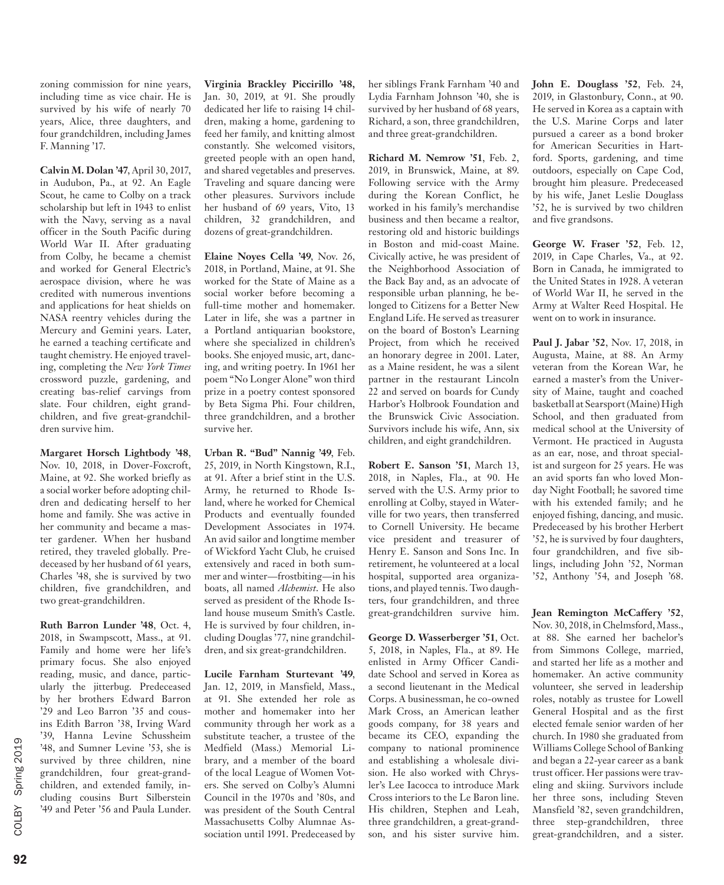zoning commission for nine years, including time as vice chair. He is survived by his wife of nearly 70 years, Alice, three daughters, and four grandchildren, including James F. Manning '17.

**Calvin M. Dolan '47**, April 30, 2017, in Audubon, Pa., at 92. An Eagle Scout, he came to Colby on a track scholarship but left in 1943 to enlist with the Navy, serving as a naval officer in the South Pacific during World War II. After graduating from Colby, he became a chemist and worked for General Electric's aerospace division, where he was credited with numerous inventions and applications for heat shields on NASA reentry vehicles during the Mercury and Gemini years. Later, he earned a teaching certificate and taught chemistry. He enjoyed traveling, completing the *New York Times* crossword puzzle, gardening, and creating bas-relief carvings from slate. Four children, eight grandchildren, and five great-grandchildren survive him.

**Margaret Horsch Lightbody '48**, Nov. 10, 2018, in Dover-Foxcroft, Maine, at 92. She worked briefly as a social worker before adopting children and dedicating herself to her home and family. She was active in her community and became a master gardener. When her husband retired, they traveled globally. Predeceased by her husband of 61 years, Charles '48, she is survived by two children, five grandchildren, and two great-grandchildren.

**Ruth Barron Lunder '48**, Oct. 4, 2018, in Swampscott, Mass., at 91. Family and home were her life's primary focus. She also enjoyed reading, music, and dance, particularly the jitterbug. Predeceased by her brothers Edward Barron '29 and Leo Barron '35 and cousins Edith Barron '38, Irving Ward '39, Hanna Levine Schussheim '48, and Sumner Levine '53, she is survived by three children, nine grandchildren, four great-grandchildren, and extended family, including cousins Burt Silberstein '49 and Peter '56 and Paula Lunder.

**Virginia Brackley Piccirillo '48,** Jan. 30, 2019, at 91. She proudly dedicated her life to raising 14 children, making a home, gardening to feed her family, and knitting almost constantly. She welcomed visitors, greeted people with an open hand, and shared vegetables and preserves. Traveling and square dancing were other pleasures. Survivors include her husband of 69 years, Vito, 13 children, 32 grandchildren, and dozens of great-grandchildren.

**Elaine Noyes Cella '49**, Nov. 26, 2018, in Portland, Maine, at 91. She worked for the State of Maine as a social worker before becoming a full-time mother and homemaker. Later in life, she was a partner in a Portland antiquarian bookstore, where she specialized in children's books. She enjoyed music, art, dancing, and writing poetry. In 1961 her poem "No Longer Alone" won third prize in a poetry contest sponsored by Beta Sigma Phi. Four children, three grandchildren, and a brother survive her.

**Urban R. "Bud" Nannig '49**, Feb. 25, 2019, in North Kingstown, R.I., at 91. After a brief stint in the U.S. Army, he returned to Rhode Island, where he worked for Chemical Products and eventually founded Development Associates in 1974. An avid sailor and longtime member of Wickford Yacht Club, he cruised extensively and raced in both summer and winter—frostbiting—in his boats, all named *Alchemist*. He also served as president of the Rhode Island house museum Smith's Castle. He is survived by four children, including Douglas '77, nine grandchildren, and six great-grandchildren.

**Lucile Farnham Sturtevant '49**, Jan. 12, 2019, in Mansfield, Mass., at 91. She extended her role as mother and homemaker into her community through her work as a substitute teacher, a trustee of the Medfield (Mass.) Memorial Library, and a member of the board of the local League of Women Voters. She served on Colby's Alumni Council in the 1970s and '80s, and was president of the South Central Massachusetts Colby Alumnae Association until 1991. Predeceased by her siblings Frank Farnham '40 and Lydia Farnham Johnson '40, she is survived by her husband of 68 years, Richard, a son, three grandchildren, and three great-grandchildren.

**Richard M. Nemrow '51**, Feb. 2, 2019, in Brunswick, Maine, at 89. Following service with the Army during the Korean Conflict, he worked in his family's merchandise business and then became a realtor, restoring old and historic buildings in Boston and mid-coast Maine. Civically active, he was president of the Neighborhood Association of the Back Bay and, as an advocate of responsible urban planning, he belonged to Citizens for a Better New England Life. He served as treasurer on the board of Boston's Learning Project, from which he received an honorary degree in 2001. Later, as a Maine resident, he was a silent partner in the restaurant Lincoln 22 and served on boards for Cundy Harbor's Holbrook Foundation and the Brunswick Civic Association. Survivors include his wife, Ann, six children, and eight grandchildren.

**Robert E. Sanson '51**, March 13, 2018, in Naples, Fla., at 90. He served with the U.S. Army prior to enrolling at Colby, stayed in Waterville for two years, then transferred to Cornell University. He became vice president and treasurer of Henry E. Sanson and Sons Inc. In retirement, he volunteered at a local hospital, supported area organizations, and played tennis. Two daughters, four grandchildren, and three great-grandchildren survive him.

**George D. Wasserberger '51**, Oct. 5, 2018, in Naples, Fla., at 89. He enlisted in Army Officer Candidate School and served in Korea as a second lieutenant in the Medical Corps. A businessman, he co-owned Mark Cross, an American leather goods company, for 38 years and became its CEO, expanding the company to national prominence and establishing a wholesale division. He also worked with Chrysler's Lee Iacocca to introduce Mark Cross interiors to the Le Baron line. His children, Stephen and Leah, three grandchildren, a great-grandson, and his sister survive him.

**John E. Douglass '52**, Feb. 24, 2019, in Glastonbury, Conn., at 90. He served in Korea as a captain with the U.S. Marine Corps and later pursued a career as a bond broker for American Securities in Hartford. Sports, gardening, and time outdoors, especially on Cape Cod, brought him pleasure. Predeceased by his wife, Janet Leslie Douglass '52, he is survived by two children and five grandsons.

**George W. Fraser '52**, Feb. 12, 2019, in Cape Charles, Va., at 92. Born in Canada, he immigrated to the United States in 1928. A veteran of World War II, he served in the Army at Walter Reed Hospital. He went on to work in insurance.

**Paul J. Jabar '52**, Nov. 17, 2018, in Augusta, Maine, at 88. An Army veteran from the Korean War, he earned a master's from the University of Maine, taught and coached basketball at Searsport (Maine) High School, and then graduated from medical school at the University of Vermont. He practiced in Augusta as an ear, nose, and throat specialist and surgeon for 25 years. He was an avid sports fan who loved Monday Night Football; he savored time with his extended family; and he enjoyed fishing, dancing, and music. Predeceased by his brother Herbert '52, he is survived by four daughters, four grandchildren, and five siblings, including John '52, Norman '52, Anthony '54, and Joseph '68.

**Jean Remington McCaffery '52**, Nov. 30, 2018, in Chelmsford, Mass., at 88. She earned her bachelor's from Simmons College, married, and started her life as a mother and homemaker. An active community volunteer, she served in leadership roles, notably as trustee for Lowell General Hospital and as the first elected female senior warden of her church. In 1980 she graduated from Williams College School of Banking and began a 22-year career as a bank trust officer. Her passions were traveling and skiing. Survivors include her three sons, including Steven Mansfield '82, seven grandchildren, three step-grandchildren, three great-grandchildren, and a sister.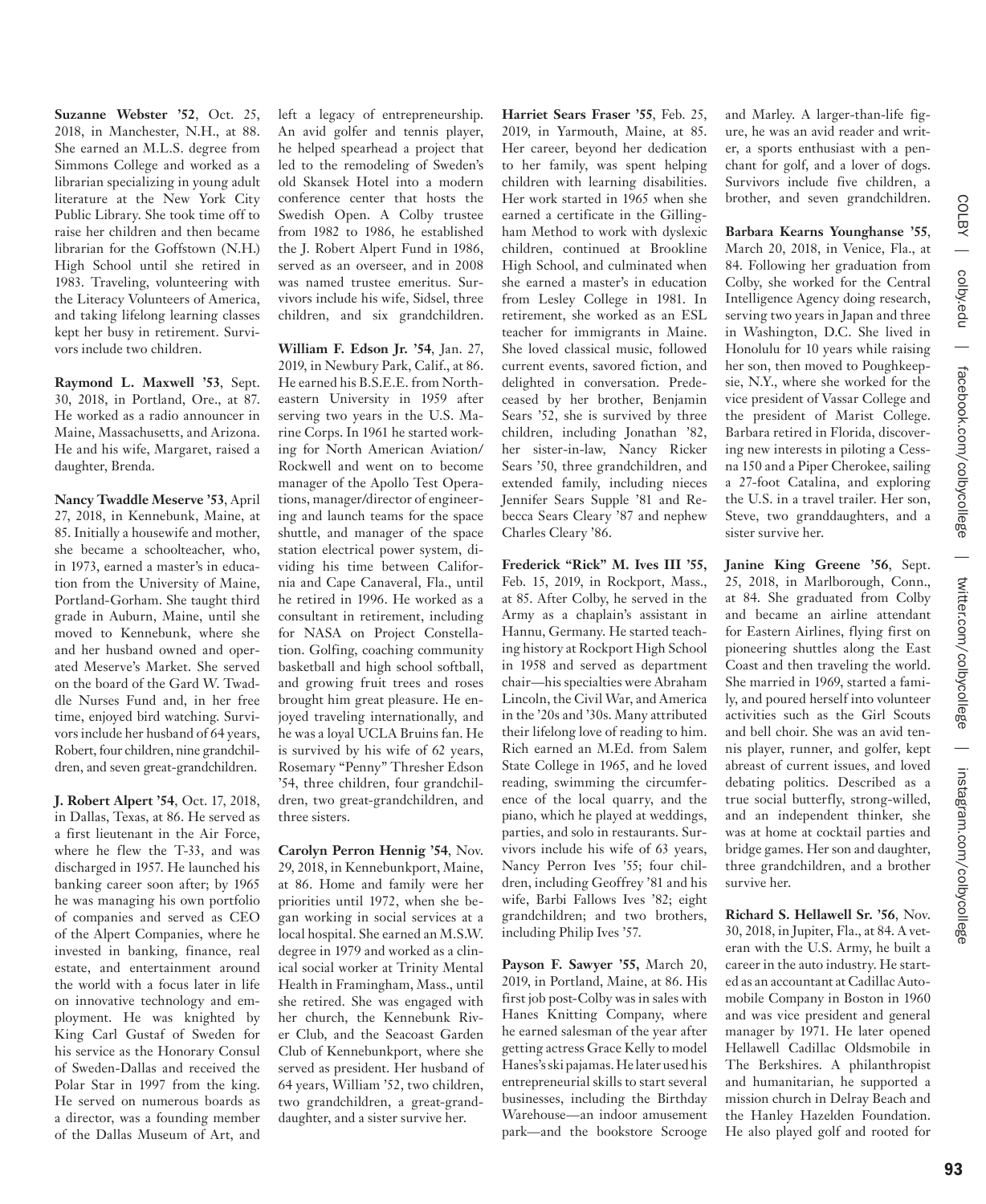**Suzanne Webster '52**, Oct. 25, 2018, in Manchester, N.H., at 88. She earned an M.L.S. degree from Simmons College and worked as a librarian specializing in young adult literature at the New York City Public Library. She took time off to raise her children and then became librarian for the Goffstown (N.H.) High School until she retired in 1983. Traveling, volunteering with the Literacy Volunteers of America, and taking lifelong learning classes kept her busy in retirement. Survivors include two children.

**Raymond L. Maxwell '53**, Sept. 30, 2018, in Portland, Ore., at 87. He worked as a radio announcer in Maine, Massachusetts, and Arizona. He and his wife, Margaret, raised a daughter, Brenda.

**Nancy Twaddle Meserve '53**, April 27, 2018, in Kennebunk, Maine, at 85. Initially a housewife and mother, she became a schoolteacher, who, in 1973, earned a master's in education from the University of Maine, Portland-Gorham. She taught third grade in Auburn, Maine, until she moved to Kennebunk, where she and her husband owned and operated Meserve's Market. She served on the board of the Gard W. Twaddle Nurses Fund and, in her free time, enjoyed bird watching. Survivors include her husband of 64 years, Robert, four children, nine grandchildren, and seven great-grandchildren.

**J. Robert Alpert '54**, Oct. 17, 2018, in Dallas, Texas, at 86. He served as a first lieutenant in the Air Force, where he flew the T-33, and was discharged in 1957. He launched his banking career soon after; by 1965 he was managing his own portfolio of companies and served as CEO of the Alpert Companies, where he invested in banking, finance, real estate, and entertainment around the world with a focus later in life on innovative technology and employment. He was knighted by King Carl Gustaf of Sweden for his service as the Honorary Consul of Sweden-Dallas and received the Polar Star in 1997 from the king. He served on numerous boards as a director, was a founding member of the Dallas Museum of Art, and left a legacy of entrepreneurship. An avid golfer and tennis player, he helped spearhead a project that led to the remodeling of Sweden's old Skansek Hotel into a modern conference center that hosts the Swedish Open. A Colby trustee from 1982 to 1986, he established the J. Robert Alpert Fund in 1986, served as an overseer, and in 2008 was named trustee emeritus. Survivors include his wife, Sidsel, three children, and six grandchildren.

**William F. Edson Jr. '54**, Jan. 27, 2019, in Newbury Park, Calif., at 86. He earned his B.S.E.E. from Northeastern University in 1959 after serving two years in the U.S. Marine Corps. In 1961 he started working for North American Aviation/Rockwell and went on to become manager of the Apollo Test Operations, manager/director of engineering and launch teams for the space shuttle, and manager of the space station electrical power system, dividing his time between California and Cape Canaveral, Fla., until he retired in 1996. He worked as a consultant in retirement, including for NASA on Project Constellation. Golfing, coaching community basketball and high school softball, and growing fruit trees and roses brought him great pleasure. He enjoyed traveling internationally, and he was a loyal UCLA Bruins fan. He is survived by his wife of 62 years, Rosemary "Penny" Thresher Edson '54, three children, four grandchildren, two great-grandchildren, and three sisters.

**Carolyn Perron Hennig '54**, Nov. 29, 2018, in Kennebunkport, Maine, at 86. Home and family were her priorities until 1972, when she began working in social services at a local hospital. She earned an M.S.W. degree in 1979 and worked as a clinical social worker at Trinity Mental Health in Framingham, Mass., until she retired. She was engaged with her church, the Kennebunk River Club, and the Seacoast Garden Club of Kennebunkport, where she served as president. Her husband of 64 years, William '52, two children, two grandchildren, a great-granddaughter, and a sister survive her.

**Harriet Sears Fraser '55**, Feb. 25, 2019, in Yarmouth, Maine, at 85. Her career, beyond her dedication to her family, was spent helping children with learning disabilities. Her work started in 1965 when she earned a certificate in the Gillingham Method to work with dyslexic children, continued at Brookline High School, and culminated when she earned a master's in education from Lesley College in 1981. In retirement, she worked as an ESL teacher for immigrants in Maine. She loved classical music, followed current events, savored fiction, and delighted in conversation. Predeceased by her brother, Benjamin Sears '52, she is survived by three children, including Jonathan '82, her sister-in-law, Nancy Ricker Sears '50, three grandchildren, and extended family, including nieces Jennifer Sears Supple '81 and Rebecca Sears Cleary '87 and nephew Charles Cleary '86.

**Frederick "Rick" M. Ives III '55**, Feb. 15, 2019, in Rockport, Mass., at 85. After Colby, he served in the Army as a chaplain's assistant in Hannu, Germany. He started teaching history at Rockport High School in 1958 and served as department chair—his specialties were Abraham Lincoln, the Civil War, and America in the '20s and '30s. Many attributed their lifelong love of reading to him. Rich earned an M.Ed. from Salem State College in 1965, and he loved reading, swimming the circumference of the local quarry, and the piano, which he played at weddings, parties, and solo in restaurants. Survivors include his wife of 63 years, Nancy Perron Ives '55; four children, including Geoffrey '81 and his wife, Barbi Fallows Ives '82; eight grandchildren; and two brothers, including Philip Ives '57.

**Payson F. Sawyer '55,** March 20, 2019, in Portland, Maine, at 86. His first job post-Colby was in sales with Hanes Knitting Company, where he earned salesman of the year after getting actress Grace Kelly to model Hanes's ski pajamas. He later used his entrepreneurial skills to start several businesses, including the Birthday Warehouse—an indoor amusement park—and the bookstore Scrooge and Marley. A larger-than-life figure, he was an avid reader and writer, a sports enthusiast with a penchant for golf, and a lover of dogs. Survivors include five children, a brother, and seven grandchildren.

**Barbara Kearns Younghanse '55**, March 20, 2018, in Venice, Fla., at 84. Following her graduation from Colby, she worked for the Central Intelligence Agency doing research, serving two years in Japan and three in Washington, D.C. She lived in Honolulu for 10 years while raising her son, then moved to Poughkeepsie, N.Y., where she worked for the vice president of Vassar College and the president of Marist College. Barbara retired in Florida, discovering new interests in piloting a Cessna 150 and a Piper Cherokee, sailing a 27-foot Catalina, and exploring the U.S. in a travel trailer. Her son, Steve, two granddaughters, and a sister survive her.

**Janine King Greene '56**, Sept. 25, 2018, in Marlborough, Conn., at 84. She graduated from Colby and became an airline attendant for Eastern Airlines, flying first on pioneering shuttles along the East Coast and then traveling the world. She married in 1969, started a family, and poured herself into volunteer activities such as the Girl Scouts and bell choir. She was an avid tennis player, runner, and golfer, kept abreast of current issues, and loved debating politics. Described as a true social butterfly, strong-willed, and an independent thinker, she was at home at cocktail parties and bridge games. Her son and daughter, three grandchildren, and a brother survive her.

**Richard S. Hellawell Sr. '56**, Nov. 30, 2018, in Jupiter, Fla., at 84. A veteran with the U.S. Army, he built a career in the auto industry. He started as an accountant at Cadillac Automobile Company in Boston in 1960 and was vice president and general manager by 1971. He later opened Hellawell Cadillac Oldsmobile in The Berkshires. A philanthropist and humanitarian, he supported a mission church in Delray Beach and the Hanley Hazelden Foundation. He also played golf and rooted for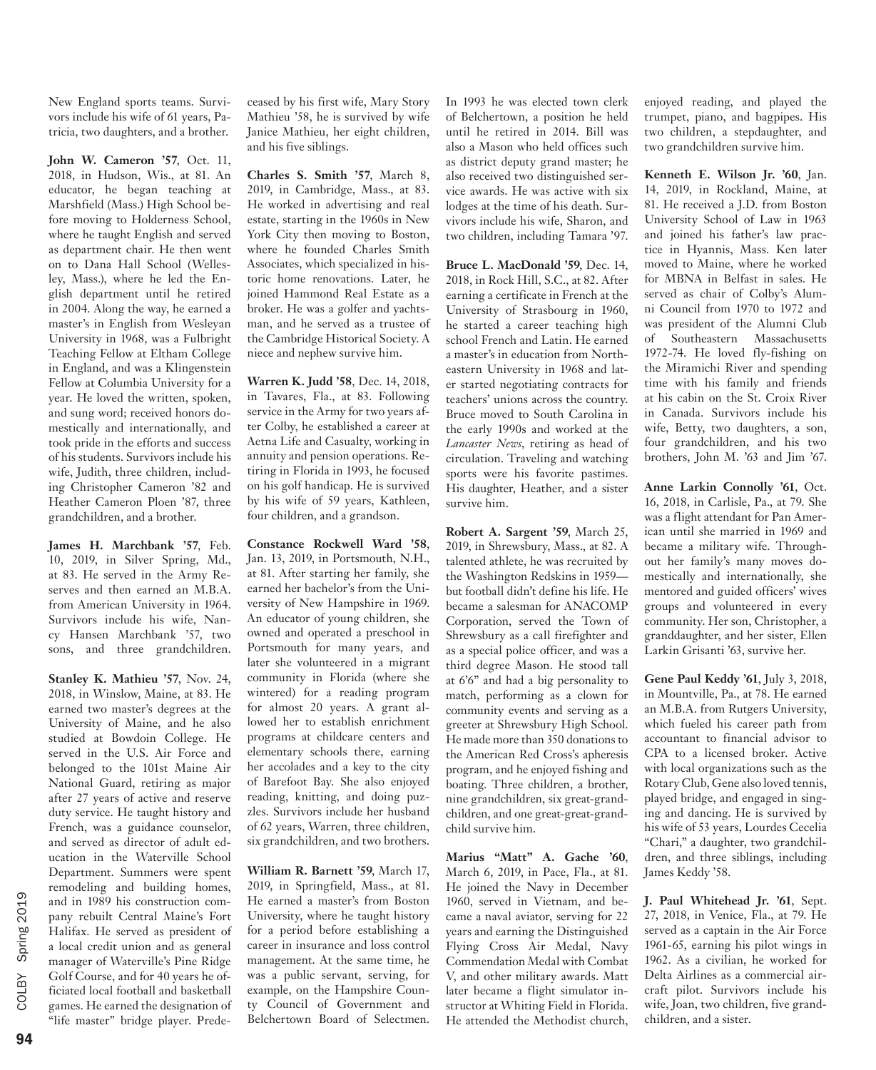New England sports teams. Survivors include his wife of 61 years, Patricia, two daughters, and a brother.

**John W. Cameron '57**, Oct. 11, 2018, in Hudson, Wis., at 81. An educator, he began teaching at Marshfield (Mass.) High School before moving to Holderness School, where he taught English and served as department chair. He then went on to Dana Hall School (Wellesley, Mass.), where he led the English department until he retired in 2004. Along the way, he earned a master's in English from Wesleyan University in 1968, was a Fulbright Teaching Fellow at Eltham College in England, and was a Klingenstein Fellow at Columbia University for a year. He loved the written, spoken, and sung word; received honors domestically and internationally, and took pride in the efforts and success of his students. Survivors include his wife, Judith, three children, including Christopher Cameron '82 and Heather Cameron Ploen '87, three grandchildren, and a brother.

**James H. Marchbank '57**, Feb. 10, 2019, in Silver Spring, Md., at 83. He served in the Army Reserves and then earned an M.B.A. from American University in 1964. Survivors include his wife, Nancy Hansen Marchbank '57, two sons, and three grandchildren.

**Stanley K. Mathieu '57**, Nov. 24, 2018, in Winslow, Maine, at 83. He earned two master's degrees at the University of Maine, and he also studied at Bowdoin College. He served in the U.S. Air Force and belonged to the 101st Maine Air National Guard, retiring as major after 27 years of active and reserve duty service. He taught history and French, was a guidance counselor, and served as director of adult education in the Waterville School Department. Summers were spent remodeling and building homes, and in 1989 his construction company rebuilt Central Maine's Fort Halifax. He served as president of a local credit union and as general manager of Waterville's Pine Ridge Golf Course, and for 40 years he officiated local football and basketball games. He earned the designation of "life master" bridge player. Predeceased by his first wife, Mary Story Mathieu '58, he is survived by wife Janice Mathieu, her eight children, and his five siblings.

**Charles S. Smith '57**, March 8, 2019, in Cambridge, Mass., at 83. He worked in advertising and real estate, starting in the 1960s in New York City then moving to Boston, where he founded Charles Smith Associates, which specialized in historic home renovations. Later, he joined Hammond Real Estate as a broker. He was a golfer and yachtsman, and he served as a trustee of the Cambridge Historical Society. A niece and nephew survive him.

**Warren K. Judd '58**, Dec. 14, 2018, in Tavares, Fla., at 83. Following service in the Army for two years after Colby, he established a career at Aetna Life and Casualty, working in annuity and pension operations. Retiring in Florida in 1993, he focused on his golf handicap. He is survived by his wife of 59 years, Kathleen, four children, and a grandson.

**Constance Rockwell Ward '58**, Jan. 13, 2019, in Portsmouth, N.H., at 81. After starting her family, she earned her bachelor's from the University of New Hampshire in 1969. An educator of young children, she owned and operated a preschool in Portsmouth for many years, and later she volunteered in a migrant community in Florida (where she wintered) for a reading program for almost 20 years. A grant allowed her to establish enrichment programs at childcare centers and elementary schools there, earning her accolades and a key to the city of Barefoot Bay. She also enjoyed reading, knitting, and doing puzzles. Survivors include her husband of 62 years, Warren, three children, six grandchildren, and two brothers.

**William R. Barnett '59**, March 17, 2019, in Springfield, Mass., at 81. He earned a master's from Boston University, where he taught history for a period before establishing a career in insurance and loss control management. At the same time, he was a public servant, serving, for example, on the Hampshire County Council of Government and Belchertown Board of Selectmen. In 1993 he was elected town clerk of Belchertown, a position he held until he retired in 2014. Bill was also a Mason who held offices such as district deputy grand master; he also received two distinguished service awards. He was active with six lodges at the time of his death. Survivors include his wife, Sharon, and two children, including Tamara '97.

**Bruce L. MacDonald '59**, Dec. 14, 2018, in Rock Hill, S.C., at 82. After earning a certificate in French at the University of Strasbourg in 1960, he started a career teaching high school French and Latin. He earned a master's in education from Northeastern University in 1968 and later started negotiating contracts for teachers' unions across the country. Bruce moved to South Carolina in the early 1990s and worked at the *Lancaster News*, retiring as head of circulation. Traveling and watching sports were his favorite pastimes. His daughter, Heather, and a sister survive him.

**Robert A. Sargent '59**, March 25, 2019, in Shrewsbury, Mass., at 82. A talented athlete, he was recruited by the Washington Redskins in 1959—but football didn't define his life. He became a salesman for ANACOMP Corporation, served the Town of Shrewsbury as a call firefighter and as a special police officer, and was a third degree Mason. He stood tall at 6'6" and had a big personality to match, performing as a clown for community events and serving as a greeter at Shrewsbury High School. He made more than 350 donations to the American Red Cross's apheresis program, and he enjoyed fishing and boating. Three children, a brother, nine grandchildren, six great-grandchildren, and one great-great-grandchild survive him.

**Marius "Matt" A. Gache '60**, March 6, 2019, in Pace, Fla., at 81. He joined the Navy in December 1960, served in Vietnam, and became a naval aviator, serving for 22 years and earning the Distinguished Flying Cross Air Medal, Navy Commendation Medal with Combat V, and other military awards. Matt later became a flight simulator instructor at Whiting Field in Florida. He attended the Methodist church, enjoyed reading, and played the trumpet, piano, and bagpipes. His two children, a stepdaughter, and two grandchildren survive him.

**Kenneth E. Wilson Jr. '60**, Jan. 14, 2019, in Rockland, Maine, at 81. He received a J.D. from Boston University School of Law in 1963 and joined his father's law practice in Hyannis, Mass. Ken later moved to Maine, where he worked for MBNA in Belfast in sales. He served as chair of Colby's Alumni Council from 1970 to 1972 and was president of the Alumni Club of Southeastern Massachusetts 1972-74. He loved fly-fishing on the Miramichi River and spending time with his family and friends at his cabin on the St. Croix River in Canada. Survivors include his wife, Betty, two daughters, a son, four grandchildren, and his two brothers, John M. '63 and Jim '67.

**Anne Larkin Connolly '61**, Oct. 16, 2018, in Carlisle, Pa., at 79. She was a flight attendant for Pan American until she married in 1969 and became a military wife. Throughout her family's many moves domestically and internationally, she mentored and guided officers' wives groups and volunteered in every community. Her son, Christopher, a granddaughter, and her sister, Ellen Larkin Grisanti '63, survive her.

**Gene Paul Keddy '61**, July 3, 2018, in Mountville, Pa., at 78. He earned an M.B.A. from Rutgers University, which fueled his career path from accountant to financial advisor to CPA to a licensed broker. Active with local organizations such as the Rotary Club, Gene also loved tennis, played bridge, and engaged in singing and dancing. He is survived by his wife of 53 years, Lourdes Cecelia "Chari," a daughter, two grandchildren, and three siblings, including James Keddy '58.

**J. Paul Whitehead Jr. '61**, Sept. 27, 2018, in Venice, Fla., at 79. He served as a captain in the Air Force 1961-65, earning his pilot wings in 1962. As a civilian, he worked for Delta Airlines as a commercial aircraft pilot. Survivors include his wife, Joan, two children, five grandchildren, and a sister.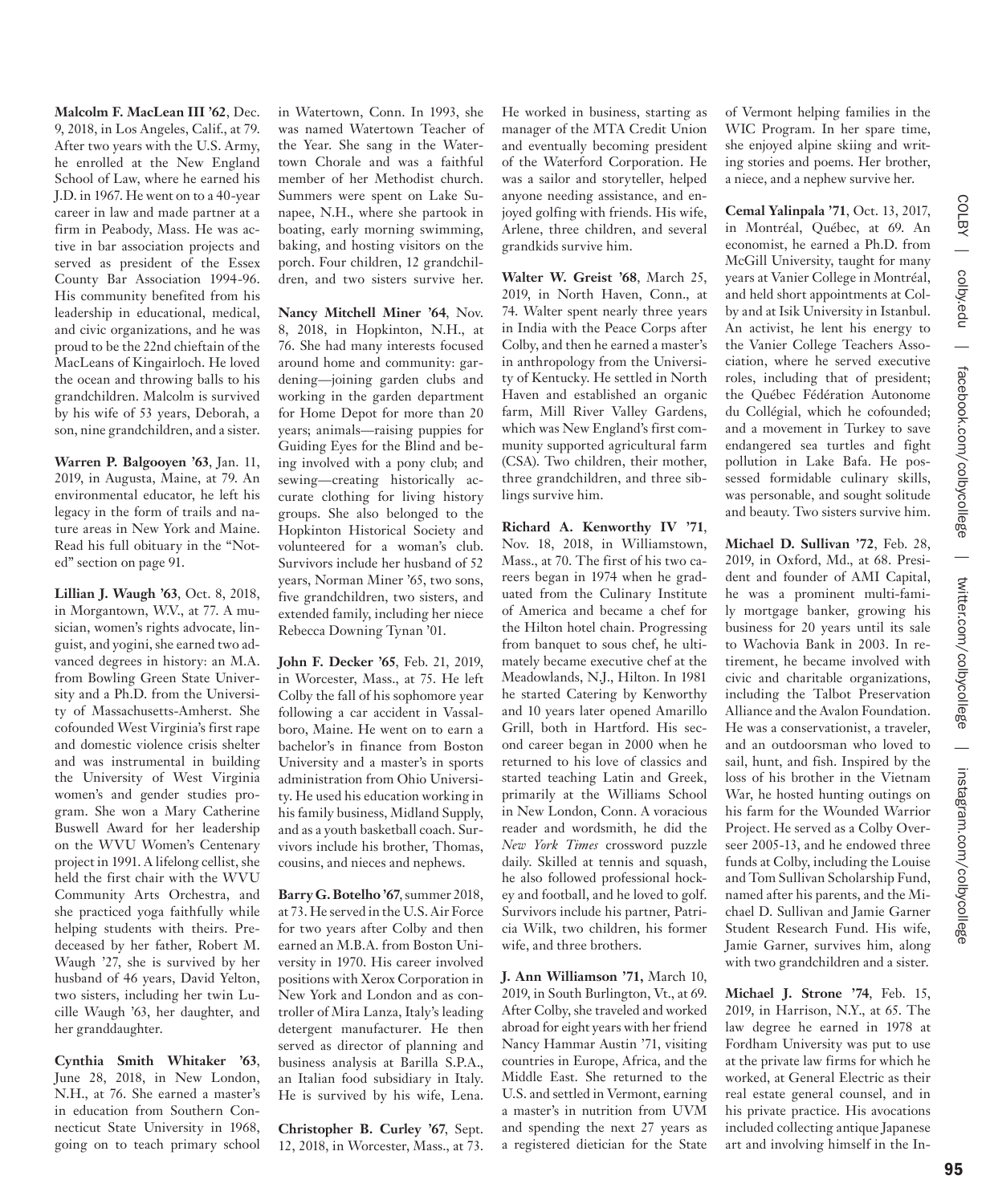**Malcolm F. MacLean III '62**, Dec. 9, 2018, in Los Angeles, Calif., at 79. After two years with the U.S. Army, he enrolled at the New England School of Law, where he earned his J.D. in 1967. He went on to a 40-year career in law and made partner at a firm in Peabody, Mass. He was active in bar association projects and served as president of the Essex County Bar Association 1994-96. His community benefited from his leadership in educational, medical, and civic organizations, and he was proud to be the 22nd chieftain of the MacLeans of Kingairloch. He loved the ocean and throwing balls to his grandchildren. Malcolm is survived by his wife of 53 years, Deborah, a son, nine grandchildren, and a sister.

**Warren P. Balgooyen '63**, Jan. 11, 2019, in Augusta, Maine, at 79. An environmental educator, he left his legacy in the form of trails and nature areas in New York and Maine. Read his full obituary in the "Noted" section on page 91.

**Lillian J. Waugh '63**, Oct. 8, 2018, in Morgantown, W.V., at 77. A musician, women's rights advocate, linguist, and yogini, she earned two advanced degrees in history: an M.A. from Bowling Green State University and a Ph.D. from the University of Massachusetts-Amherst. She cofounded West Virginia's first rape and domestic violence crisis shelter and was instrumental in building the University of West Virginia women's and gender studies program. She won a Mary Catherine Buswell Award for her leadership on the WVU Women's Centenary project in 1991. A lifelong cellist, she held the first chair with the WVU Community Arts Orchestra, and she practiced yoga faithfully while helping students with theirs. Predeceased by her father, Robert M. Waugh '27, she is survived by her husband of 46 years, David Yelton, two sisters, including her twin Lucille Waugh '63, her daughter, and her granddaughter.

**Cynthia Smith Whitaker '63**, June 28, 2018, in New London, N.H., at 76. She earned a master's in education from Southern Connecticut State University in 1968, going on to teach primary school in Watertown, Conn. In 1993, she was named Watertown Teacher of the Year. She sang in the Watertown Chorale and was a faithful member of her Methodist church. Summers were spent on Lake Sunapee, N.H., where she partook in boating, early morning swimming, baking, and hosting visitors on the porch. Four children, 12 grandchildren, and two sisters survive her.

**Nancy Mitchell Miner '64**, Nov. 8, 2018, in Hopkinton, N.H., at 76. She had many interests focused around home and community: gardening—joining garden clubs and working in the garden department for Home Depot for more than 20 years; animals—raising puppies for Guiding Eyes for the Blind and being involved with a pony club; and sewing—creating historically accurate clothing for living history groups. She also belonged to the Hopkinton Historical Society and volunteered for a woman's club. Survivors include her husband of 52 years, Norman Miner '65, two sons, five grandchildren, two sisters, and extended family, including her niece Rebecca Downing Tynan '01.

**John F. Decker '65**, Feb. 21, 2019, in Worcester, Mass., at 75. He left Colby the fall of his sophomore year following a car accident in Vassalboro, Maine. He went on to earn a bachelor's in finance from Boston University and a master's in sports administration from Ohio University. He used his education working in his family business, Midland Supply, and as a youth basketball coach. Survivors include his brother, Thomas, cousins, and nieces and nephews.

**Barry G. Botelho '67**, summer 2018, at 73. He served in the U.S. Air Force for two years after Colby and then earned an M.B.A. from Boston University in 1970. His career involved positions with Xerox Corporation in New York and London and as controller of Mira Lanza, Italy's leading detergent manufacturer. He then served as director of planning and business analysis at Barilla S.P.A., an Italian food subsidiary in Italy. He is survived by his wife, Lena.

**Christopher B. Curley '67**, Sept. 12, 2018, in Worcester, Mass., at 73. He worked in business, starting as manager of the MTA Credit Union and eventually becoming president of the Waterford Corporation. He was a sailor and storyteller, helped anyone needing assistance, and enjoyed golfing with friends. His wife, Arlene, three children, and several grandkids survive him.

**Walter W. Greist '68**, March 25, 2019, in North Haven, Conn., at 74. Walter spent nearly three years in India with the Peace Corps after Colby, and then he earned a master's in anthropology from the University of Kentucky. He settled in North Haven and established an organic farm, Mill River Valley Gardens, which was New England's first community supported agricultural farm (CSA). Two children, their mother, three grandchildren, and three siblings survive him.

**Richard A. Kenworthy IV '71**, Nov. 18, 2018, in Williamstown, Mass., at 70. The first of his two careers began in 1974 when he graduated from the Culinary Institute of America and became a chef for the Hilton hotel chain. Progressing from banquet to sous chef, he ultimately became executive chef at the Meadowlands, N.J., Hilton. In 1981 he started Catering by Kenworthy and 10 years later opened Amarillo Grill, both in Hartford. His second career began in 2000 when he returned to his love of classics and started teaching Latin and Greek, primarily at the Williams School in New London, Conn. A voracious reader and wordsmith, he did the *New York Times* crossword puzzle daily. Skilled at tennis and squash, he also followed professional hockey and football, and he loved to golf. Survivors include his partner, Patricia Wilk, two children, his former wife, and three brothers.

**J. Ann Williamson '71,** March 10, 2019, in South Burlington, Vt., at 69. After Colby, she traveled and worked abroad for eight years with her friend Nancy Hammar Austin '71, visiting countries in Europe, Africa, and the Middle East. She returned to the U.S. and settled in Vermont, earning a master's in nutrition from UVM and spending the next 27 years as a registered dietician for the State of Vermont helping families in the WIC Program. In her spare time, she enjoyed alpine skiing and writing stories and poems. Her brother, a niece, and a nephew survive her.

**Cemal Yalinpala '71**, Oct. 13, 2017, in Montréal, Québec, at 69. An economist, he earned a Ph.D. from McGill University, taught for many years at Vanier College in Montréal, and held short appointments at Colby and at Isik University in Istanbul. An activist, he lent his energy to the Vanier College Teachers Association, where he served executive roles, including that of president; the Québec Fédération Autonome du Collégial, which he cofounded; and a movement in Turkey to save endangered sea turtles and fight pollution in Lake Bafa. He possessed formidable culinary skills, was personable, and sought solitude and beauty. Two sisters survive him.

**Michael D. Sullivan '72**, Feb. 28, 2019, in Oxford, Md., at 68. President and founder of AMI Capital, he was a prominent multi-family mortgage banker, growing his business for 20 years until its sale to Wachovia Bank in 2003. In retirement, he became involved with civic and charitable organizations, including the Talbot Preservation Alliance and the Avalon Foundation. He was a conservationist, a traveler, and an outdoorsman who loved to sail, hunt, and fish. Inspired by the loss of his brother in the Vietnam War, he hosted hunting outings on his farm for the Wounded Warrior Project. He served as a Colby Overseer 2005-13, and he endowed three funds at Colby, including the Louise and Tom Sullivan Scholarship Fund, named after his parents, and the Michael D. Sullivan and Jamie Garner Student Research Fund. His wife, Jamie Garner, survives him, along with two grandchildren and a sister.

**Michael J. Strone '74**, Feb. 15, 2019, in Harrison, N.Y., at 65. The law degree he earned in 1978 at Fordham University was put to use at the private law firms for which he worked, at General Electric as their real estate general counsel, and in his private practice. His avocations included collecting antique Japanese art and involving himself in the In-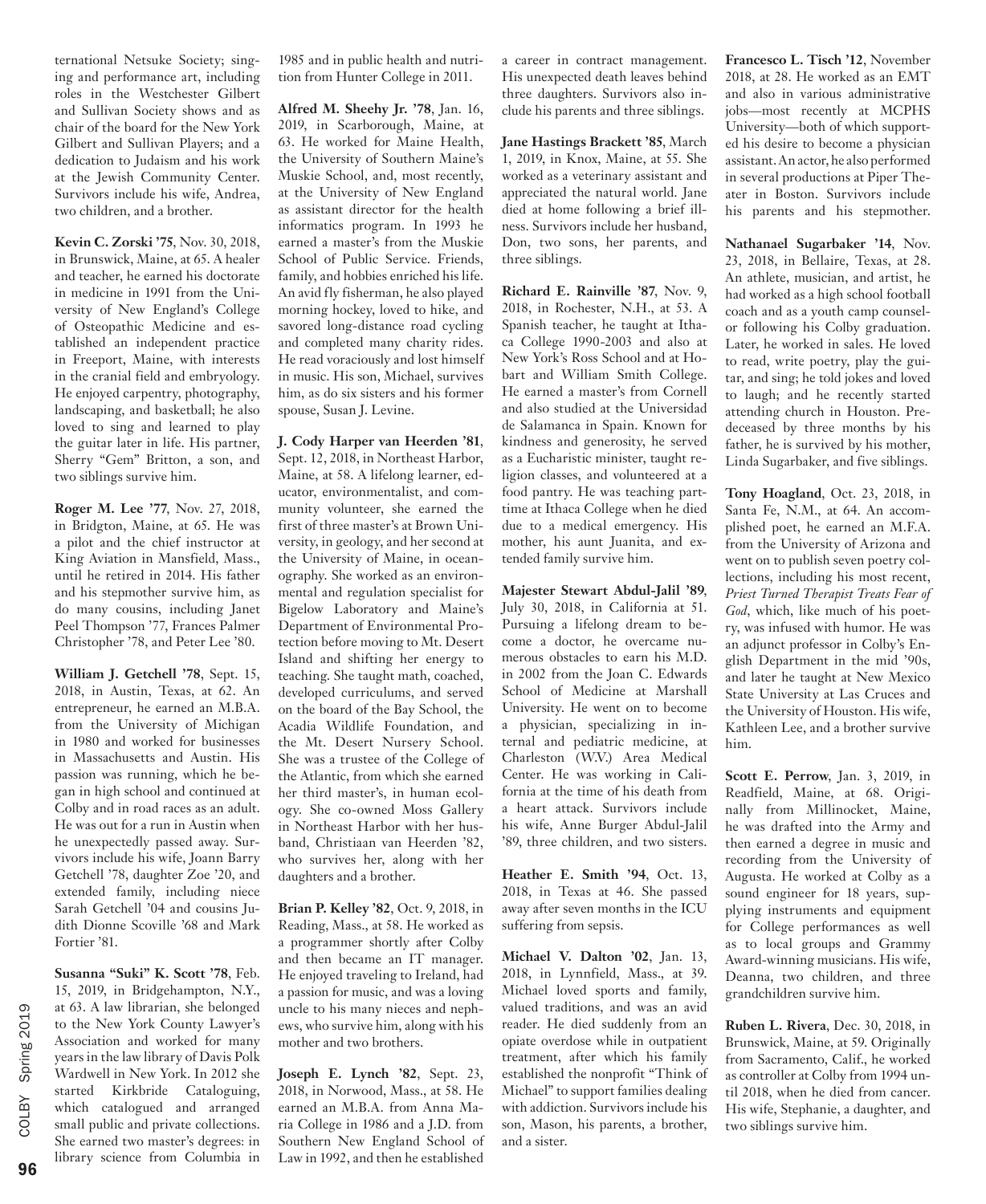ternational Netsuke Society; singing and performance art, including roles in the Westchester Gilbert and Sullivan Society shows and as chair of the board for the New York Gilbert and Sullivan Players; and a dedication to Judaism and his work at the Jewish Community Center. Survivors include his wife, Andrea, two children, and a brother.

**Kevin C. Zorski '75**, Nov. 30, 2018, in Brunswick, Maine, at 65. A healer and teacher, he earned his doctorate in medicine in 1991 from the University of New England's College of Osteopathic Medicine and established an independent practice in Freeport, Maine, with interests in the cranial field and embryology. He enjoyed carpentry, photography, landscaping, and basketball; he also loved to sing and learned to play the guitar later in life. His partner, Sherry "Gem" Britton, a son, and two siblings survive him.

**Roger M. Lee '77**, Nov. 27, 2018, in Bridgton, Maine, at 65. He was a pilot and the chief instructor at King Aviation in Mansfield, Mass., until he retired in 2014. His father and his stepmother survive him, as do many cousins, including Janet Peel Thompson '77, Frances Palmer Christopher '78, and Peter Lee '80.

**William J. Getchell '78**, Sept. 15, 2018, in Austin, Texas, at 62. An entrepreneur, he earned an M.B.A. from the University of Michigan in 1980 and worked for businesses in Massachusetts and Austin. His passion was running, which he began in high school and continued at Colby and in road races as an adult. He was out for a run in Austin when he unexpectedly passed away. Survivors include his wife, Joann Barry Getchell '78, daughter Zoe '20, and extended family, including niece Sarah Getchell '04 and cousins Judith Dionne Scoville '68 and Mark Fortier '81.

**Susanna "Suki" K. Scott '78**, Feb. 15, 2019, in Bridgehampton, N.Y., at 63. A law librarian, she belonged to the New York County Lawyer's Association and worked for many years in the law library of Davis Polk Wardwell in New York. In 2012 she started Kirkbride Cataloguing, which catalogued and arranged small public and private collections. She earned two master's degrees: in library science from Columbia in 1985 and in public health and nutrition from Hunter College in 2011.

**Alfred M. Sheehy Jr. '78**, Jan. 16, 2019, in Scarborough, Maine, at 63. He worked for Maine Health, the University of Southern Maine's Muskie School, and, most recently, at the University of New England as assistant director for the health informatics program. In 1993 he earned a master's from the Muskie School of Public Service. Friends, family, and hobbies enriched his life. An avid fly fisherman, he also played morning hockey, loved to hike, and savored long-distance road cycling and completed many charity rides. He read voraciously and lost himself in music. His son, Michael, survives him, as do six sisters and his former spouse, Susan J. Levine.

**J. Cody Harper van Heerden '81**, Sept. 12, 2018, in Northeast Harbor, Maine, at 58. A lifelong learner, educator, environmentalist, and community volunteer, she earned the first of three master's at Brown University, in geology, and her second at the University of Maine, in oceanography. She worked as an environmental and regulation specialist for Bigelow Laboratory and Maine's Department of Environmental Protection before moving to Mt. Desert Island and shifting her energy to teaching. She taught math, coached, developed curriculums, and served on the board of the Bay School, the Acadia Wildlife Foundation, and the Mt. Desert Nursery School. She was a trustee of the College of the Atlantic, from which she earned her third master's, in human ecology. She co-owned Moss Gallery in Northeast Harbor with her husband, Christiaan van Heerden '82, who survives her, along with her daughters and a brother.

**Brian P. Kelley '82**, Oct. 9, 2018, in Reading, Mass., at 58. He worked as a programmer shortly after Colby and then became an IT manager. He enjoyed traveling to Ireland, had a passion for music, and was a loving uncle to his many nieces and nephews, who survive him, along with his mother and two brothers.

**Joseph E. Lynch '82**, Sept. 23, 2018, in Norwood, Mass., at 58. He earned an M.B.A. from Anna Maria College in 1986 and a J.D. from Southern New England School of Law in 1992, and then he established a career in contract management. His unexpected death leaves behind three daughters. Survivors also include his parents and three siblings.

**Jane Hastings Brackett '85**, March 1, 2019, in Knox, Maine, at 55. She worked as a veterinary assistant and appreciated the natural world. Jane died at home following a brief illness. Survivors include her husband, Don, two sons, her parents, and three siblings.

**Richard E. Rainville '87**, Nov. 9, 2018, in Rochester, N.H., at 53. A Spanish teacher, he taught at Ithaca College 1990-2003 and also at New York's Ross School and at Hobart and William Smith College. He earned a master's from Cornell and also studied at the Universidad de Salamanca in Spain. Known for kindness and generosity, he served as a Eucharistic minister, taught religion classes, and volunteered at a food pantry. He was teaching part-time at Ithaca College when he died due to a medical emergency. His mother, his aunt Juanita, and extended family survive him.

**Majester Stewart Abdul-Jalil '89**, July 30, 2018, in California at 51. Pursuing a lifelong dream to become a doctor, he overcame numerous obstacles to earn his M.D. in 2002 from the Joan C. Edwards School of Medicine at Marshall University. He went on to become a physician, specializing in internal and pediatric medicine, at Charleston (W.V.) Area Medical Center. He was working in California at the time of his death from a heart attack. Survivors include his wife, Anne Burger Abdul-Jalil '89, three children, and two sisters.

**Heather E. Smith '94**, Oct. 13, 2018, in Texas at 46. She passed away after seven months in the ICU suffering from sepsis.

**Michael V. Dalton '02**, Jan. 13, 2018, in Lynnfield, Mass., at 39. Michael loved sports and family, valued traditions, and was an avid reader. He died suddenly from an opiate overdose while in outpatient treatment, after which his family established the nonprofit "Think of Michael" to support families dealing with addiction. Survivors include his son, Mason, his parents, a brother, and a sister.

**Francesco L. Tisch '12**, November 2018, at 28. He worked as an EMT and also in various administrative jobs—most recently at MCPHS University—both of which supported his desire to become a physician assistant. An actor, he also performed in several productions at Piper Theater in Boston. Survivors include his parents and his stepmother.

**Nathanael Sugarbaker '14**, Nov. 23, 2018, in Bellaire, Texas, at 28. An athlete, musician, and artist, he had worked as a high school football coach and as a youth camp counselor following his Colby graduation. Later, he worked in sales. He loved to read, write poetry, play the guitar, and sing; he told jokes and loved to laugh; and he recently started attending church in Houston. Predeceased by three months by his father, he is survived by his mother, Linda Sugarbaker, and five siblings.

**Tony Hoagland**, Oct. 23, 2018, in Santa Fe, N.M., at 64. An accomplished poet, he earned an M.F.A. from the University of Arizona and went on to publish seven poetry collections, including his most recent, *Priest Turned Therapist Treats Fear of God*, which, like much of his poetry, was infused with humor. He was an adjunct professor in Colby's English Department in the mid '90s, and later he taught at New Mexico State University at Las Cruces and the University of Houston. His wife, Kathleen Lee, and a brother survive him.

**Scott E. Perrow**, Jan. 3, 2019, in Readfield, Maine, at 68. Originally from Millinocket, Maine, he was drafted into the Army and then earned a degree in music and recording from the University of Augusta. He worked at Colby as a sound engineer for 18 years, supplying instruments and equipment for College performances as well as to local groups and Grammy Award-winning musicians. His wife, Deanna, two children, and three grandchildren survive him.

**Ruben L. Rivera**, Dec. 30, 2018, in Brunswick, Maine, at 59. Originally from Sacramento, Calif., he worked as controller at Colby from 1994 until 2018, when he died from cancer. His wife, Stephanie, a daughter, and two siblings survive him.